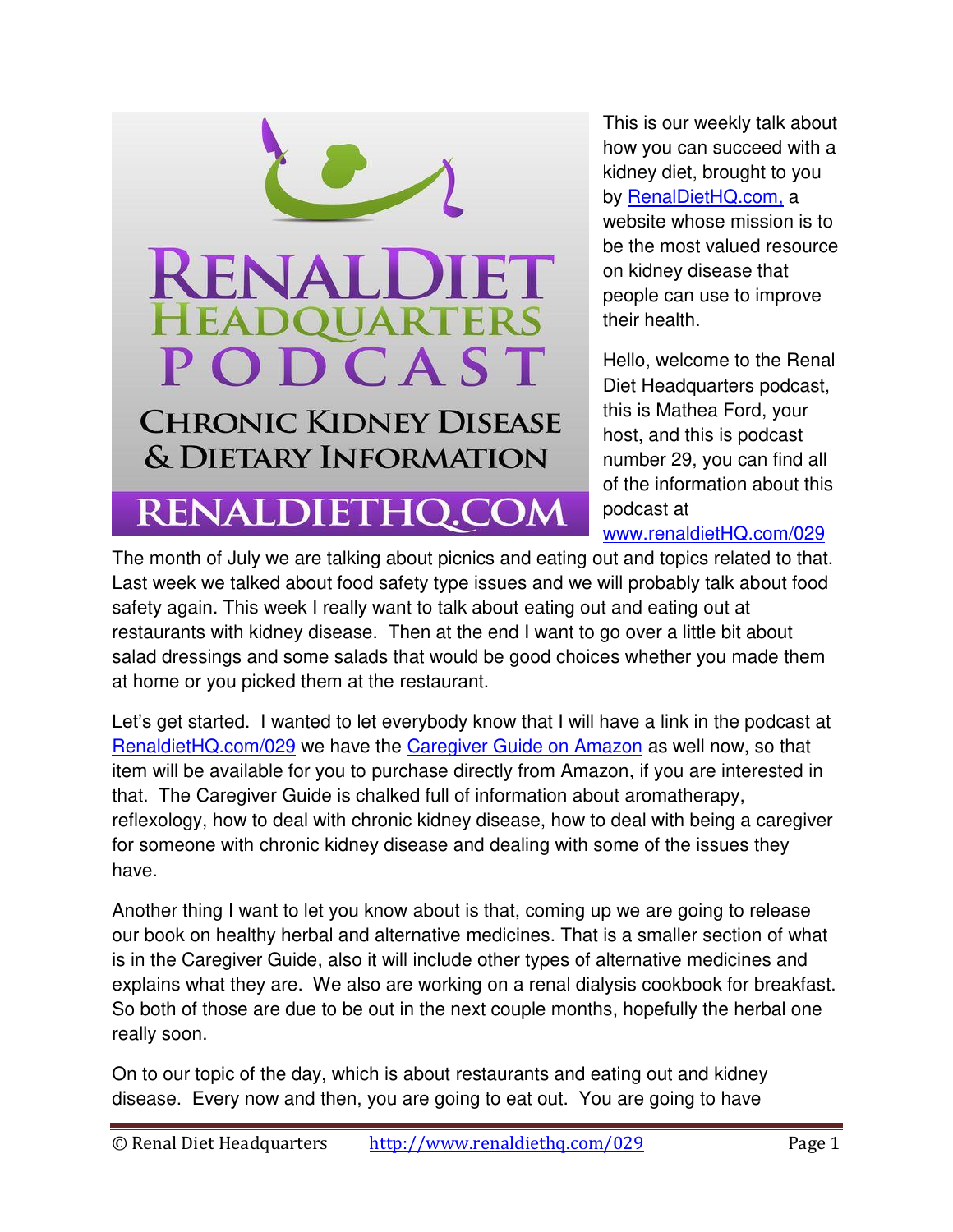This is our weekly talk about how you can succeed with a kidney diet, brought to you by [RenalDietHQ.com,](http://RenalDietHQ.com) a website whose mission is to be the most valued resource on kidney disease that people can use to improve their health.

Hello, welcome to the Renal Diet Headquarters podcast, this is Mathea Ford, your host, and this is podcast number 29, you can find all of the information about this podcast at [www.renaldietHQ.com/029](http://www.renaldietHQ.com/029)

The month of July we are talking about picnics and eating out and topics related to that. Last week we talked about food safety type issues and we will probably talk about food safety again. This week I really want to talk about eating out and eating out at restaurants with kidney disease. Then at the end I want to go over a little bit about salad dressings and some salads that would be good choices whether you made them at home or you picked them at the restaurant.

Let's get started. I wanted to let everybody know that I will have a link in the podcast at [RenaldietHQ.com/029](http://RenaldietHQ.com/029) we have the Caregiver Guide on Amazon as well now, so that item will be available for you to purchase directly from Amazon, if you are interested in that. The Caregiver Guide is chalked full of information about aromatherapy, reflexology, how to deal with chronic kidney disease, how to deal with being a caregiver for someone with chronic kidney disease and dealing with some of the issues they have.

Another thing I want to let you know about is that, coming up we are going to release our book on healthy herbal and alternative medicines. That is a smaller section of what is in the Caregiver Guide, also it will include other types of alternative medicines and explains what they are. We also are working on a renal dialysis cookbook for breakfast. So both of those are due to be out in the next couple months, hopefully the herbal one really soon.

On to our topic of the day, which is about restaurants and eating out and kidney disease. Every now and then, you are going to eat out. You are going to have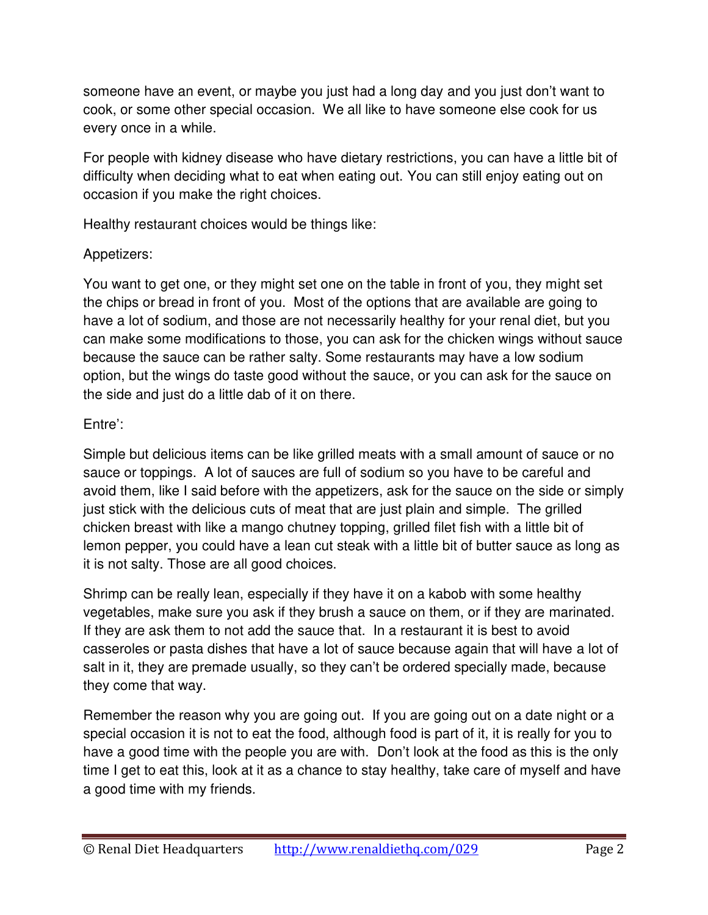someone have an event, or maybe you just had a long day and you just don't want to cook, or some other special occasion. We all like to have someone else cook for us every once in a while.

For people with kidney disease who have dietary restrictions, you can have a little bit of difficulty when deciding what to eat when eating out. You can still enjoy eating out on occasion if you make the right choices.

Healthy restaurant choices would be things like:

Appetizers:

You want to get one, or they might set one on the table in front of you, they might set the chips or bread in front of you. Most of the options that are available are going to have a lot of sodium, and those are not necessarily healthy for your renal diet, but you can make some modifications to those, you can ask for the chicken wings without sauce because the sauce can be rather salty. Some restaurants may have a low sodium option, but the wings do taste good without the sauce, or you can ask for the sauce on the side and just do a little dab of it on there.

Entre':

Simple but delicious items can be like grilled meats with a small amount of sauce or no sauce or toppings. A lot of sauces are full of sodium so you have to be careful and avoid them, like I said before with the appetizers, ask for the sauce on the side or simply just stick with the delicious cuts of meat that are just plain and simple. The grilled chicken breast with like a mango chutney topping, grilled filet fish with a little bit of lemon pepper, you could have a lean cut steak with a little bit of butter sauce as long as it is not salty. Those are all good choices.

Shrimp can be really lean, especially if they have it on a kabob with some healthy vegetables, make sure you ask if they brush a sauce on them, or if they are marinated. If they are ask them to not add the sauce that. In a restaurant it is best to avoid casseroles or pasta dishes that have a lot of sauce because again that will have a lot of salt in it, they are premade usually, so they can't be ordered specially made, because they come that way.

Remember the reason why you are going out. If you are going out on a date night or a special occasion it is not to eat the food, although food is part of it, it is really for you to have a good time with the people you are with. Don't look at the food as this is the only time I get to eat this, look at it as a chance to stay healthy, take care of myself and have a good time with my friends.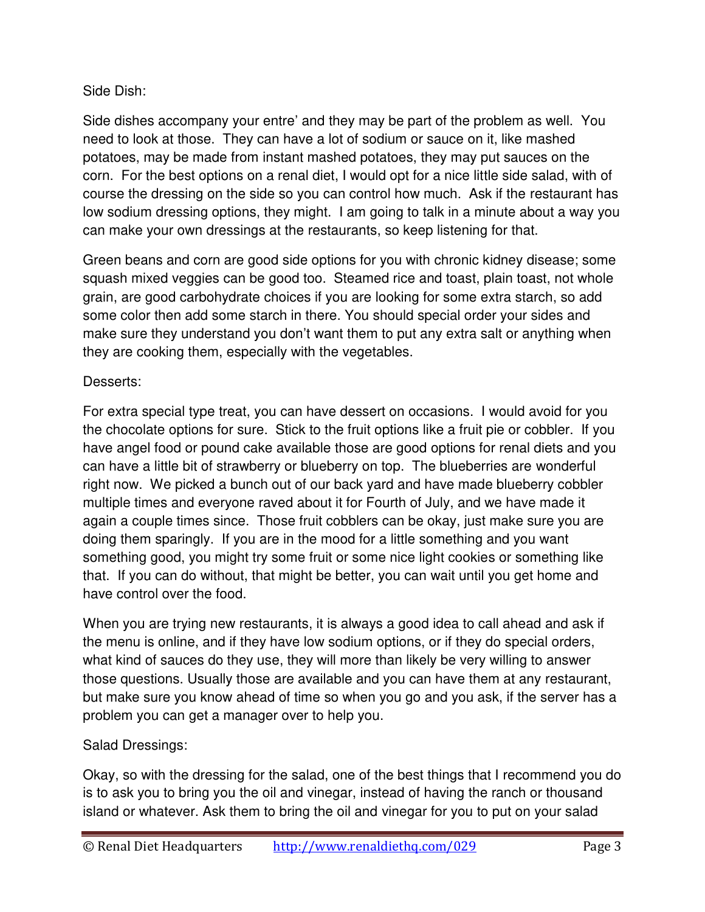Side Dish:

Side dishes accompany your entre' and they may be part of the problem as well. You need to look at those. They can have a lot of sodium or sauce on it, like mashed potatoes, may be made from instant mashed potatoes, they may put sauces on the corn. For the best options on a renal diet, I would opt for a nice little side salad, with of course the dressing on the side so you can control how much. Ask if the restaurant has low sodium dressing options, they might. I am going to talk in a minute about a way you can make your own dressings at the restaurants, so keep listening for that.

Green beans and corn are good side options for you with chronic kidney disease; some squash mixed veggies can be good too. Steamed rice and toast, plain toast, not whole grain, are good carbohydrate choices if you are looking for some extra starch, so add some color then add some starch in there. You should special order your sides and make sure they understand you don't want them to put any extra salt or anything when they are cooking them, especially with the vegetables.

Desserts:

For extra special type treat, you can have dessert on occasions. I would avoid for you the chocolate options for sure. Stick to the fruit options like a fruit pie or cobbler. If you have angel food or pound cake available those are good options for renal diets and you can have a little bit of strawberry or blueberry on top. The blueberries are wonderful right now. We picked a bunch out of our back yard and have made blueberry cobbler multiple times and everyone raved about it for Fourth of July, and we have made it again a couple times since. Those fruit cobblers can be okay, just make sure you are doing them sparingly. If you are in the mood for a little something and you want something good, you might try some fruit or some nice light cookies or something like that. If you can do without, that might be better, you can wait until you get home and have control over the food.

When you are trying new restaurants, it is always a good idea to call ahead and ask if the menu is online, and if they have low sodium options, or if they do special orders, what kind of sauces do they use, they will more than likely be very willing to answer those questions. Usually those are available and you can have them at any restaurant, but make sure you know ahead of time so when you go and you ask, if the server has a problem you can get a manager over to help you.

Salad Dressings:

Okay, so with the dressing for the salad, one of the best things that I recommend you do is to ask you to bring you the oil and vinegar, instead of having the ranch or thousand island or whatever. Ask them to bring the oil and vinegar for you to put on your salad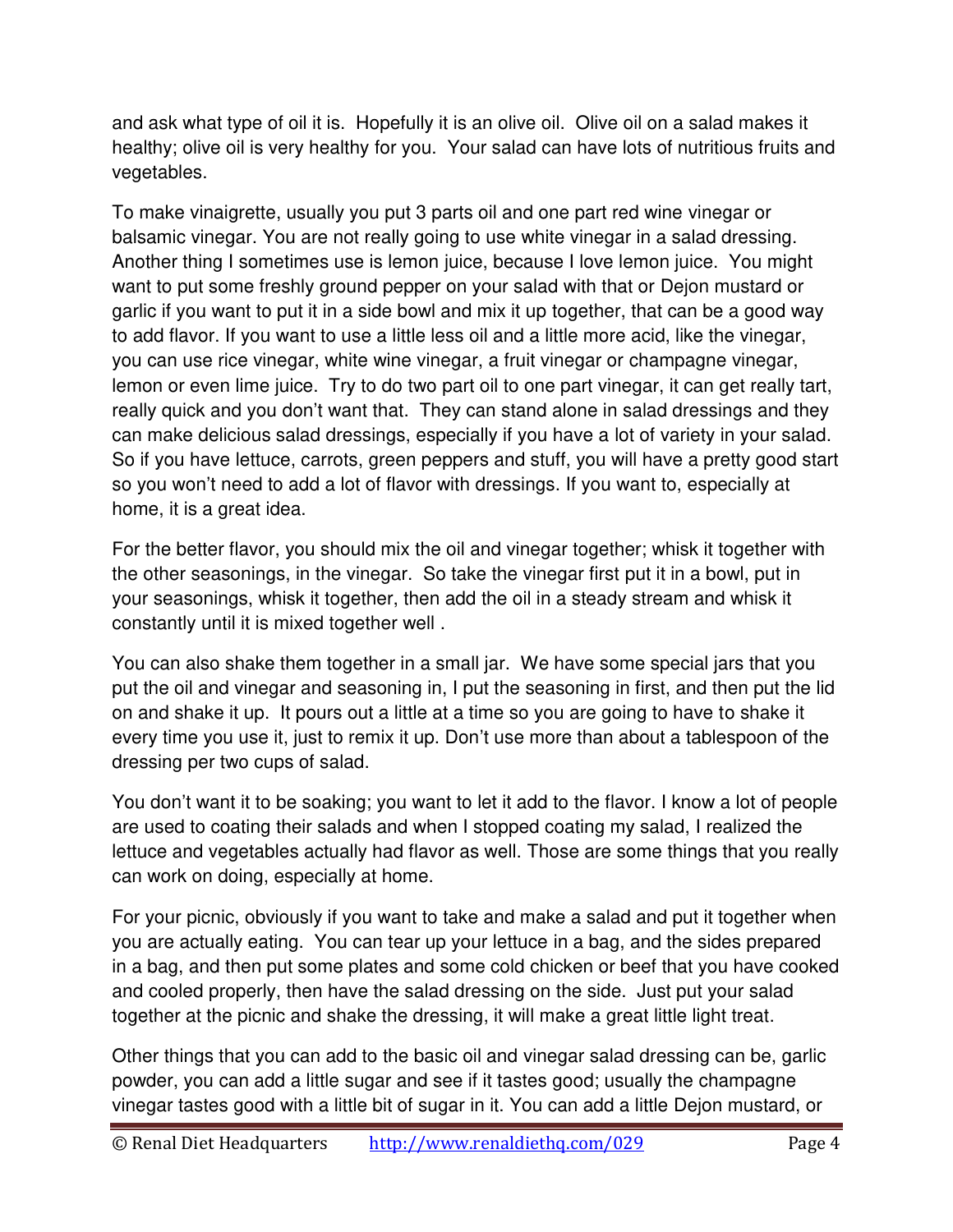and ask what type of oil it is. Hopefully it is an olive oil. Olive oil on a salad makes it healthy; olive oil is very healthy for you. Your salad can have lots of nutritious fruits and vegetables.

To make vinaigrette, usually you put 3 parts oil and one part red wine vinegar or balsamic vinegar. You are not really going to use white vinegar in a salad dressing. Another thing I sometimes use is lemon juice, because I love lemon juice. You might want to put some freshly ground pepper on your salad with that or Dejon mustard or garlic if you want to put it in a side bowl and mix it up together, that can be a good way to add flavor. If you want to use a little less oil and a little more acid, like the vinegar, you can use rice vinegar, white wine vinegar, a fruit vinegar or champagne vinegar, lemon or even lime juice. Try to do two part oil to one part vinegar, it can get really tart, really quick and you don't want that. They can stand alone in salad dressings and they can make delicious salad dressings, especially if you have a lot of variety in your salad. So if you have lettuce, carrots, green peppers and stuff, you will have a pretty good start so you won't need to add a lot of flavor with dressings. If you want to, especially at home, it is a great idea.

For the better flavor, you should mix the oil and vinegar together; whisk it together with the other seasonings, in the vinegar. So take the vinegar first put it in a bowl, put in your seasonings, whisk it together, then add the oil in a steady stream and whisk it constantly until it is mixed together well .

You can also shake them together in a small jar. We have some special jars that you put the oil and vinegar and seasoning in, I put the seasoning in first, and then put the lid on and shake it up. It pours out a little at a time so you are going to have to shake it every time you use it, just to remix it up. Don't use more than about a tablespoon of the dressing per two cups of salad.

You don't want it to be soaking; you want to let it add to the flavor. I know a lot of people are used to coating their salads and when I stopped coating my salad, I realized the lettuce and vegetables actually had flavor as well. Those are some things that you really can work on doing, especially at home.

For your picnic, obviously if you want to take and make a salad and put it together when you are actually eating. You can tear up your lettuce in a bag, and the sides prepared in a bag, and then put some plates and some cold chicken or beef that you have cooked and cooled properly, then have the salad dressing on the side. Just put your salad together at the picnic and shake the dressing, it will make a great little light treat.

Other things that you can add to the basic oil and vinegar salad dressing can be, garlic powder, you can add a little sugar and see if it tastes good; usually the champagne vinegar tastes good with a little bit of sugar in it. You can add a little Dejon mustard, or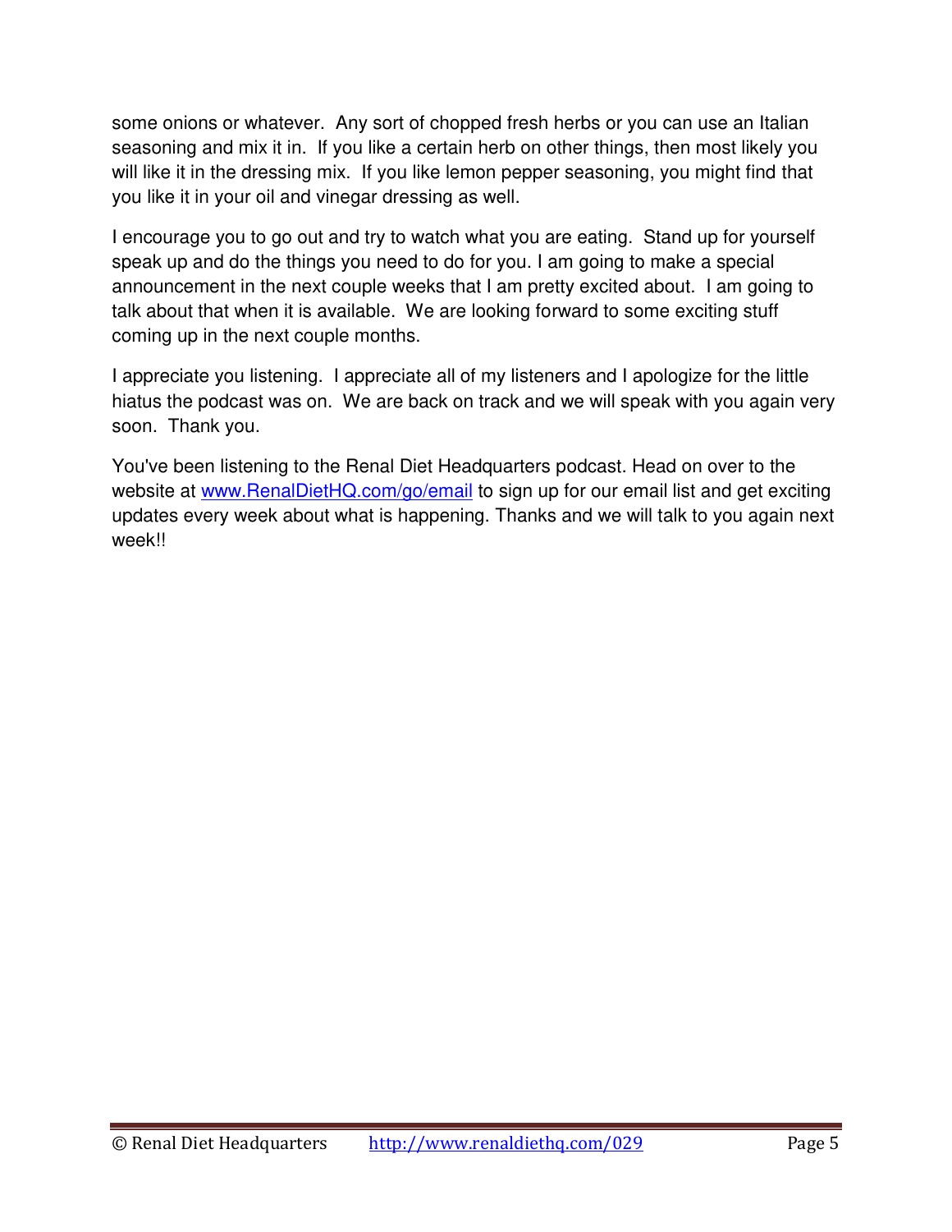some onions or whatever. Any sort of chopped fresh herbs or you can use an Italian seasoning and mix it in. If you like a certain herb on other things, then most likely you will like it in the dressing mix. If you like lemon pepper seasoning, you might find that you like it in your oil and vinegar dressing as well.

I encourage you to go out and try to watch what you are eating. Stand up for yourself speak up and do the things you need to do for you. I am going to make a special announcement in the next couple weeks that I am pretty excited about. I am going to talk about that when it is available. We are looking forward to some exciting stuff coming up in the next couple months.

I appreciate you listening. I appreciate all of my listeners and I apologize for the little hiatus the podcast was on. We are back on track and we will speak with you again very soon. Thank you.

You've been listening to the Renal Diet Headquarters podcast. Head on over to the website at [www.RenalDietHQ.com/go/email](http://www.RenalDietHQ.com/go/email) to sign up for our email list and get exciting updates every week about what is happening. Thanks and we will talk to you again next week!!